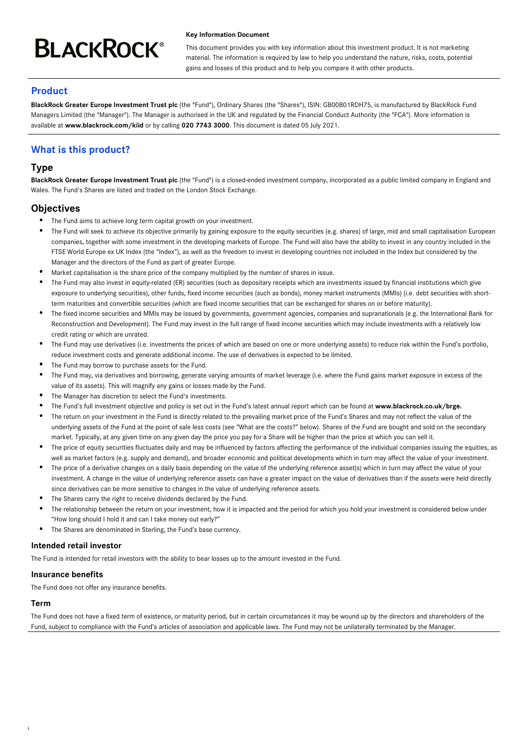BLACKROCK®

**Key Information Document**

This document provides you with key information about this investment product. It is not marketing material. The information is required by law to help you understand the nature, risks, costs, potential gains and losses of this product and to help you compare it with other products.

## Product

**BlackRock Greater Europe Investment Trust plc** (the "Fund"), Ordinary Shares (the "Shares"), ISIN: GB00B01RDH75, is manufactured by BlackRock Fund Managers Limited (the "Manager"). The Manager is authorised in the UK and regulated by the Financial Conduct Authority (the "FCA"). More information is available at **www.blackrock.com/kiid** or by calling **020 7743 3000**. This document is dated 05 July 2021.

## What is this product?

### Type

**BlackRock Greater Europe Investment Trust plc** (the "Fund") is a closed-ended investment company, incorporated as a public limited company in England and Wales. The Fund's Shares are listed and traded on the London Stock Exchange.

### Objectives

- The Fund aims to achieve long term capital growth on your investment.
- The Fund will seek to achieve its objective primarily by gaining exposure to the equity securities (e.g. shares) of large, mid and small capitalisation European companies, together with some investment in the developing markets of Europe. The Fund will also have the ability to invest in any country included in the FTSE World Europe ex UK Index (the "Index"), as well as the freedom to invest in developing countries not included in the Index but considered by the Manager and the directors of the Fund as part of greater Europe.
- Market capitalisation is the share price of the company multiplied by the number of shares in issue.
- The Fund may also invest in equity-related (ER) securities (such as depositary receipts which are investments issued by financial institutions which give exposure to underlying securities), other funds, fixed income securities (such as bonds), money market instruments (MMIs) (i.e. debt securities with short-term maturities and convertible securities (which are fixed income securities that can be exchanged for shares on or before maturity).
- The fixed income securities and MMIs may be issued by governments, government agencies, companies and supranationals (e.g. the International Bank for Reconstruction and Development). The Fund may invest in the full range of fixed income securities which may include investments with a relatively low credit rating or which are unrated.
- The Fund may use derivatives (i.e. investments the prices of which are based on one or more underlying assets) to reduce risk within the Fund's portfolio, reduce investment costs and generate additional income. The use of derivatives is expected to be limited.
- The Fund may borrow to purchase assets for the Fund.
- The Fund may, via derivatives and borrowing, generate varying amounts of market leverage (i.e. where the Fund gains market exposure in excess of the value of its assets). This will magnify any gains or losses made by the Fund.
- The Manager has discretion to select the Fund's investments.
- The Fund's full investment objective and policy is set out in the Fund's latest annual report which can be found at **www.blackrock.co.uk/brge.**
- The return on your investment in the Fund is directly related to the prevailing market price of the Fund's Shares and may not reflect the value of the underlying assets of the Fund at the point of sale less costs (see "What are the costs?" below). Shares of the Fund are bought and sold on the secondary market. Typically, at any given time on any given day the price you pay for a Share will be higher than the price at which you can sell it.
- The price of equity securities fluctuates daily and may be influenced by factors affecting the performance of the individual companies issuing the equities, as well as market factors (e.g. supply and demand), and broader economic and political developments which in turn may affect the value of your investment.
- The price of a derivative changes on a daily basis depending on the value of the underlying reference asset(s) which in turn may affect the value of your investment. A change in the value of underlying reference assets can have a greater impact on the value of derivatives than if the assets were held directly since derivatives can be more sensitive to changes in the value of underlying reference assets.
- The Shares carry the right to receive dividends declared by the Fund.
- The relationship between the return on your investment, how it is impacted and the period for which you hold your investment is considered below under "How long should I hold it and can I take money out early?"
- The Shares are denominated in Sterling, the Fund's base currency.

#### Intended retail investor

The Fund is intended for retail investors with the ability to bear losses up to the amount invested in the Fund.

#### Insurance benefits

The Fund does not offer any insurance benefits.

#### Term

The Fund does not have a fixed term of existence, or maturity period, but in certain circumstances it may be wound up by the directors and shareholders of the Fund, subject to compliance with the Fund's articles of association and applicable laws. The Fund may not be unilaterally terminated by the Manager.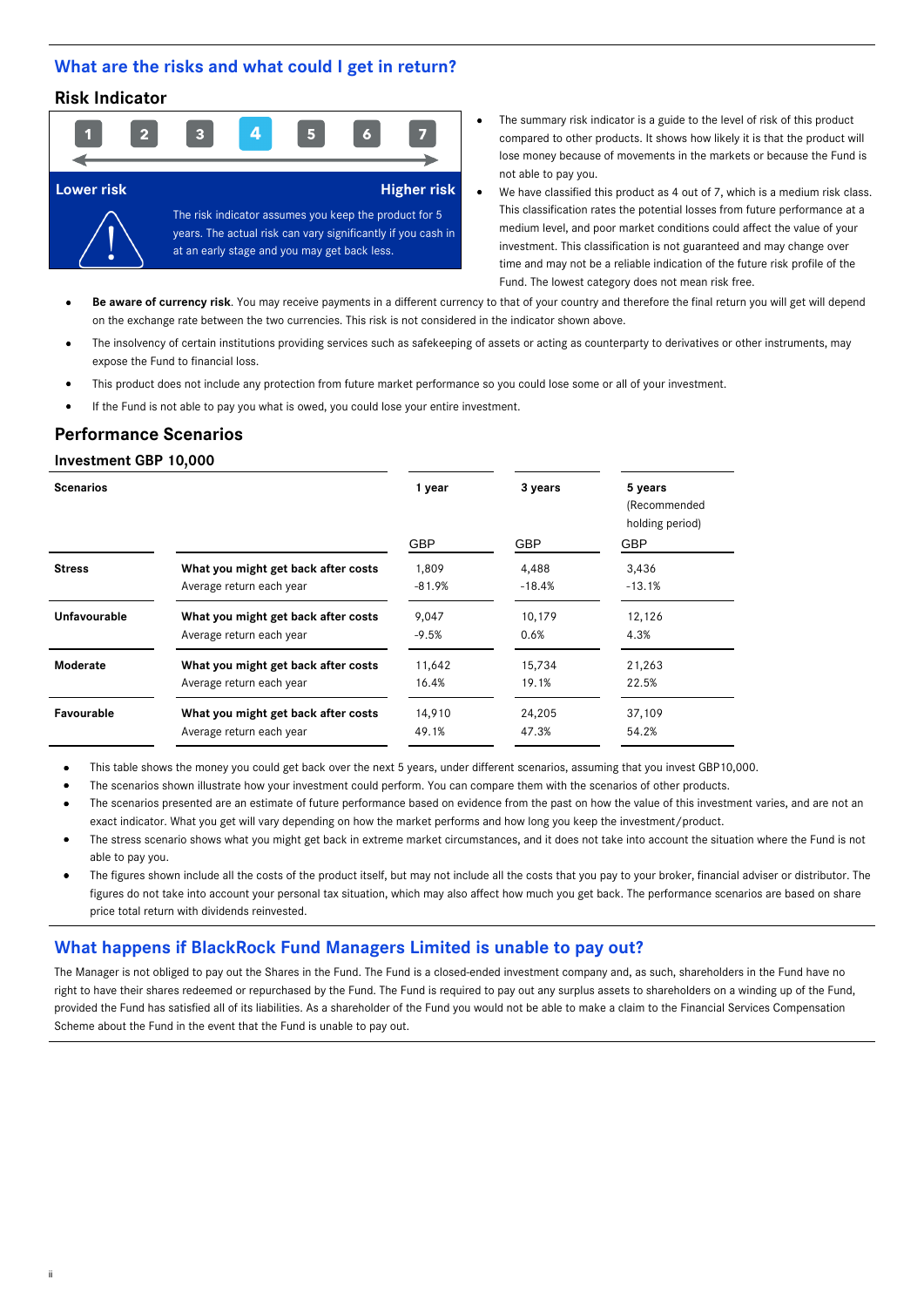## What are the risks and what could I get in return?

### Risk Indicator

| 1 | 2 | 3 | **4** | 5 | 6 | 7 |
|---|---|---|---|---|---|---|

**Lower risk** — **Higher risk**

The risk indicator assumes you keep the product for 5 years. The actual risk can vary significantly if you cash in at an early stage and you may get back less.

- The summary risk indicator is a guide to the level of risk of this product compared to other products. It shows how likely it is that the product will lose money because of movements in the markets or because the Fund is not able to pay you.
- We have classified this product as 4 out of 7, which is a medium risk class. This classification rates the potential losses from future performance at a medium level, and poor market conditions could affect the value of your investment. This classification is not guaranteed and may change over time and may not be a reliable indication of the future risk profile of the Fund. The lowest category does not mean risk free.
- **Be aware of currency risk**. You may receive payments in a different currency to that of your country and therefore the final return you will get will depend on the exchange rate between the two currencies. This risk is not considered in the indicator shown above.
- The insolvency of certain institutions providing services such as safekeeping of assets or acting as counterparty to derivatives or other instruments, may expose the Fund to financial loss.
- This product does not include any protection from future market performance so you could lose some or all of your investment.
- If the Fund is not able to pay you what is owed, you could lose your entire investment.

### Performance Scenarios

#### Investment GBP 10,000

| Scenarios | | 1 year | 3 years | 5 years (Recommended holding period) |
|---|---|---|---|---|
| | | GBP | GBP | GBP |
| **Stress** | **What you might get back after costs** | 1,809 | 4,488 | 3,436 |
| | Average return each year | -81.9% | -18.4% | -13.1% |
| **Unfavourable** | **What you might get back after costs** | 9,047 | 10,179 | 12,126 |
| | Average return each year | -9.5% | 0.6% | 4.3% |
| **Moderate** | **What you might get back after costs** | 11,642 | 15,734 | 21,263 |
| | Average return each year | 16.4% | 19.1% | 22.5% |
| **Favourable** | **What you might get back after costs** | 14,910 | 24,205 | 37,109 |
| | Average return each year | 49.1% | 47.3% | 54.2% |

- This table shows the money you could get back over the next 5 years, under different scenarios, assuming that you invest GBP10,000.
- The scenarios shown illustrate how your investment could perform. You can compare them with the scenarios of other products.
- The scenarios presented are an estimate of future performance based on evidence from the past on how the value of this investment varies, and are not an exact indicator. What you get will vary depending on how the market performs and how long you keep the investment/product.
- The stress scenario shows what you might get back in extreme market circumstances, and it does not take into account the situation where the Fund is not able to pay you.
- The figures shown include all the costs of the product itself, but may not include all the costs that you pay to your broker, financial adviser or distributor. The figures do not take into account your personal tax situation, which may also affect how much you get back. The performance scenarios are based on share price total return with dividends reinvested.

## What happens if BlackRock Fund Managers Limited is unable to pay out?

The Manager is not obliged to pay out the Shares in the Fund. The Fund is a closed-ended investment company and, as such, shareholders in the Fund have no right to have their shares redeemed or repurchased by the Fund. The Fund is required to pay out any surplus assets to shareholders on a winding up of the Fund, provided the Fund has satisfied all of its liabilities. As a shareholder of the Fund you would not be able to make a claim to the Financial Services Compensation Scheme about the Fund in the event that the Fund is unable to pay out.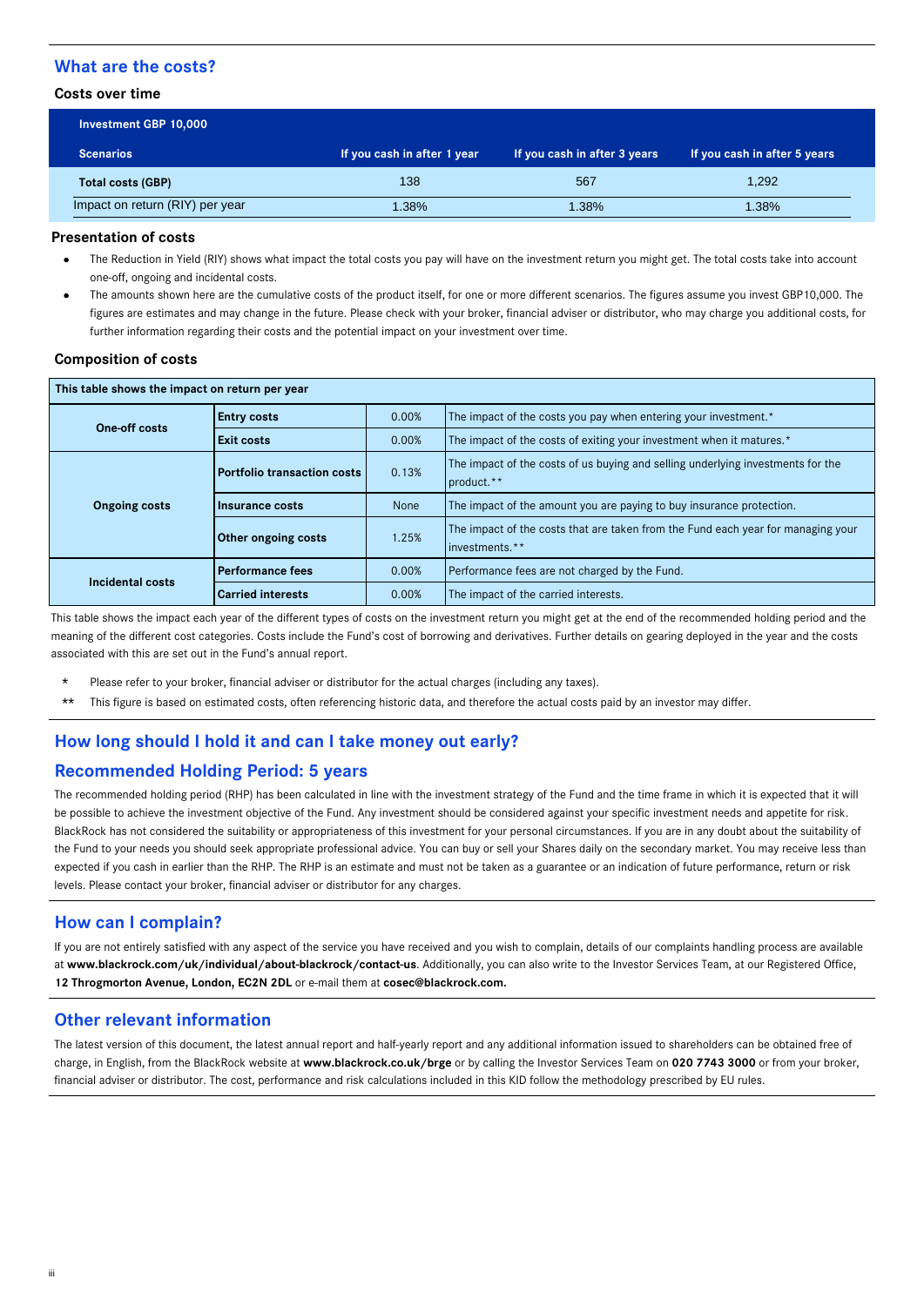## What are the costs?

### Costs over time

| Investment GBP 10,000 | | | |
|---|---|---|---|
| **Scenarios** | **If you cash in after 1 year** | **If you cash in after 3 years** | **If you cash in after 5 years** |
| **Total costs (GBP)** | 138 | 567 | 1,292 |
| Impact on return (RIY) per year | 1.38% | 1.38% | 1.38% |

### Presentation of costs

- The Reduction in Yield (RIY) shows what impact the total costs you pay will have on the investment return you might get. The total costs take into account one-off, ongoing and incidental costs.
- The amounts shown here are the cumulative costs of the product itself, for one or more different scenarios. The figures assume you invest GBP10,000. The figures are estimates and may change in the future. Please check with your broker, financial adviser or distributor, who may charge you additional costs, for further information regarding their costs and the potential impact on your investment over time.

### Composition of costs

| This table shows the impact on return per year | | | |
|---|---|---|---|
| **One-off costs** | **Entry costs** | 0.00% | The impact of the costs you pay when entering your investment.* |
| | **Exit costs** | 0.00% | The impact of the costs of exiting your investment when it matures.* |
| **Ongoing costs** | **Portfolio transaction costs** | 0.13% | The impact of the costs of us buying and selling underlying investments for the product.** |
| | **Insurance costs** | None | The impact of the amount you are paying to buy insurance protection. |
| | **Other ongoing costs** | 1.25% | The impact of the costs that are taken from the Fund each year for managing your investments.** |
| **Incidental costs** | **Performance fees** | 0.00% | Performance fees are not charged by the Fund. |
| | **Carried interests** | 0.00% | The impact of the carried interests. |

This table shows the impact each year of the different types of costs on the investment return you might get at the end of the recommended holding period and the meaning of the different cost categories. Costs include the Fund's cost of borrowing and derivatives. Further details on gearing deployed in the year and the costs associated with this are set out in the Fund's annual report.

\* Please refer to your broker, financial adviser or distributor for the actual charges (including any taxes).

\** This figure is based on estimated costs, often referencing historic data, and therefore the actual costs paid by an investor may differ.

## How long should I hold it and can I take money out early?

## Recommended Holding Period: 5 years

The recommended holding period (RHP) has been calculated in line with the investment strategy of the Fund and the time frame in which it is expected that it will be possible to achieve the investment objective of the Fund. Any investment should be considered against your specific investment needs and appetite for risk. BlackRock has not considered the suitability or appropriateness of this investment for your personal circumstances. If you are in any doubt about the suitability of the Fund to your needs you should seek appropriate professional advice. You can buy or sell your Shares daily on the secondary market. You may receive less than expected if you cash in earlier than the RHP. The RHP is an estimate and must not be taken as a guarantee or an indication of future performance, return or risk levels. Please contact your broker, financial adviser or distributor for any charges.

## How can I complain?

If you are not entirely satisfied with any aspect of the service you have received and you wish to complain, details of our complaints handling process are available at **www.blackrock.com/uk/individual/about-blackrock/contact-us**. Additionally, you can also write to the Investor Services Team, at our Registered Office, **12 Throgmorton Avenue, London, EC2N 2DL** or e-mail them at **cosec@blackrock.com.**

## Other relevant information

The latest version of this document, the latest annual report and half-yearly report and any additional information issued to shareholders can be obtained free of charge, in English, from the BlackRock website at **www.blackrock.co.uk/brge** or by calling the Investor Services Team on **020 7743 3000** or from your broker, financial adviser or distributor. The cost, performance and risk calculations included in this KID follow the methodology prescribed by EU rules.